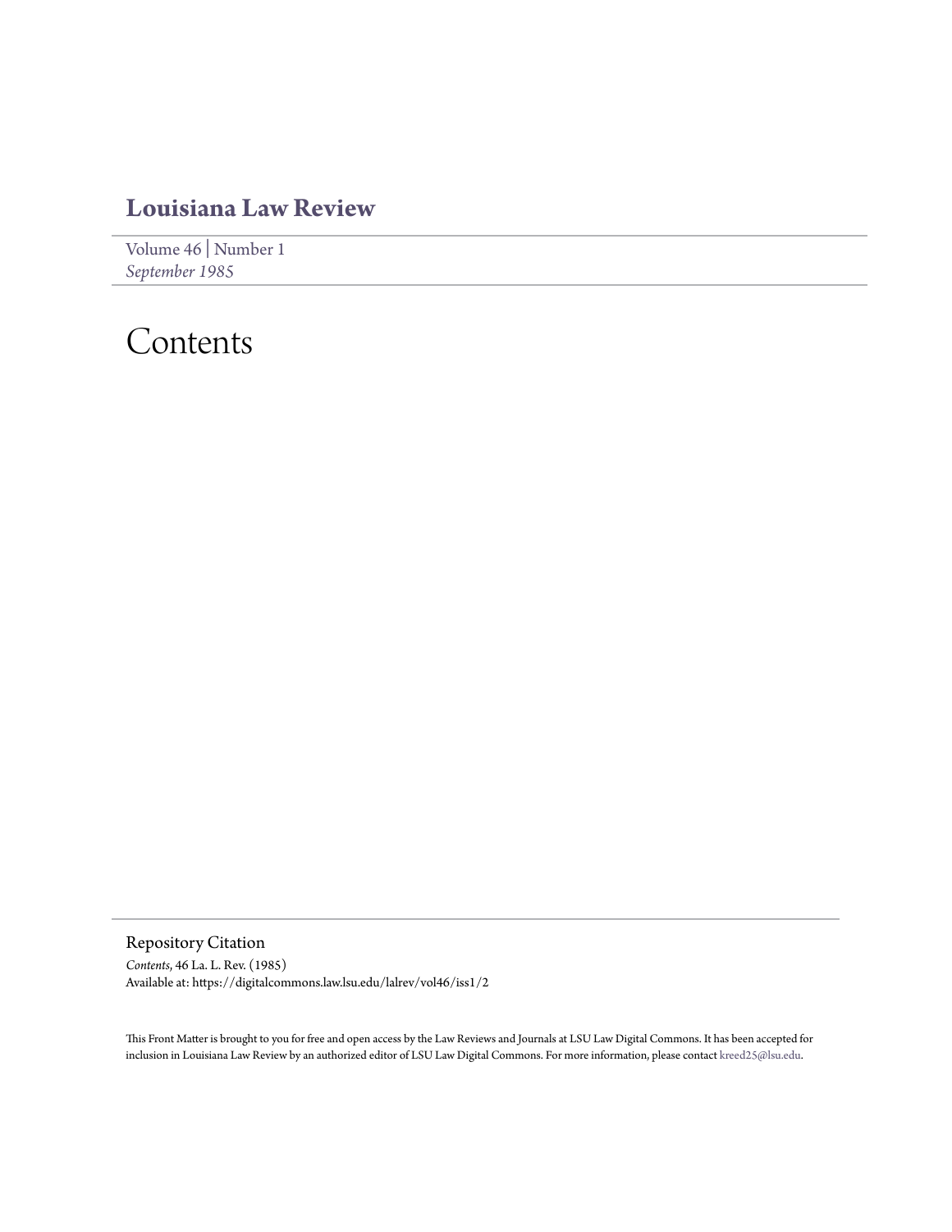# Louisiana Law Review

Volume 46 | Number 1
*September 1985*

# Contents

## Repository Citation

*Contents*, 46 La. L. Rev. (1985)
Available at: https://digitalcommons.law.lsu.edu/lalrev/vol46/iss1/2

This Front Matter is brought to you for free and open access by the Law Reviews and Journals at LSU Law Digital Commons. It has been accepted for inclusion in Louisiana Law Review by an authorized editor of LSU Law Digital Commons. For more information, please contact kreed25@lsu.edu.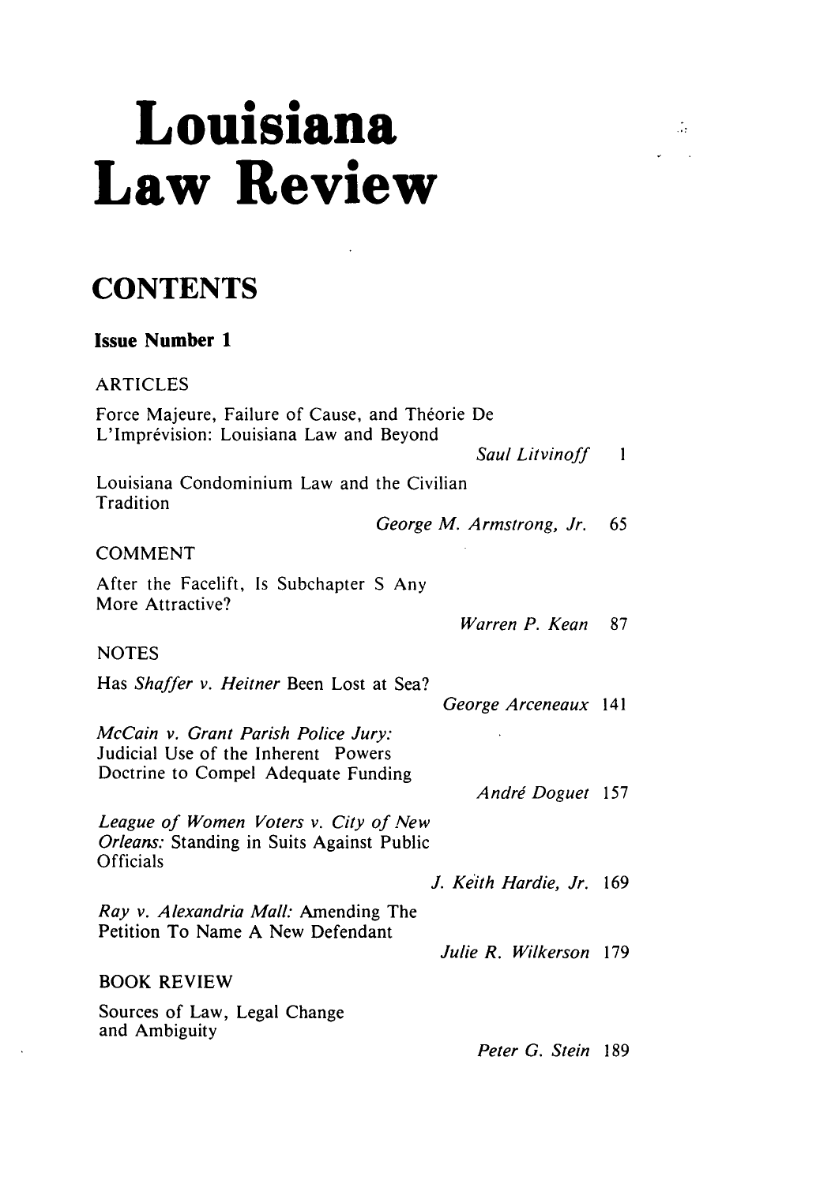# Louisiana Law Review

## CONTENTS

**Issue Number 1**

ARTICLES

Force Majeure, Failure of Cause, and Théorie De L'Imprévision: Louisiana Law and Beyond
*Saul Litvinoff* 1

Louisiana Condominium Law and the Civilian Tradition
*George M. Armstrong, Jr.* 65

COMMENT

After the Facelift, Is Subchapter S Any More Attractive?
*Warren P. Kean* 87

NOTES

Has *Shaffer v. Heitner* Been Lost at Sea?
*George Arceneaux* 141

*McCain v. Grant Parish Police Jury:* Judicial Use of the Inherent Powers Doctrine to Compel Adequate Funding
*André Doguet* 157

*League of Women Voters v. City of New Orleans:* Standing in Suits Against Public Officials
*J. Keith Hardie, Jr.* 169

*Ray v. Alexandria Mall:* Amending The Petition To Name A New Defendant
*Julie R. Wilkerson* 179

BOOK REVIEW

Sources of Law, Legal Change and Ambiguity
*Peter G. Stein* 189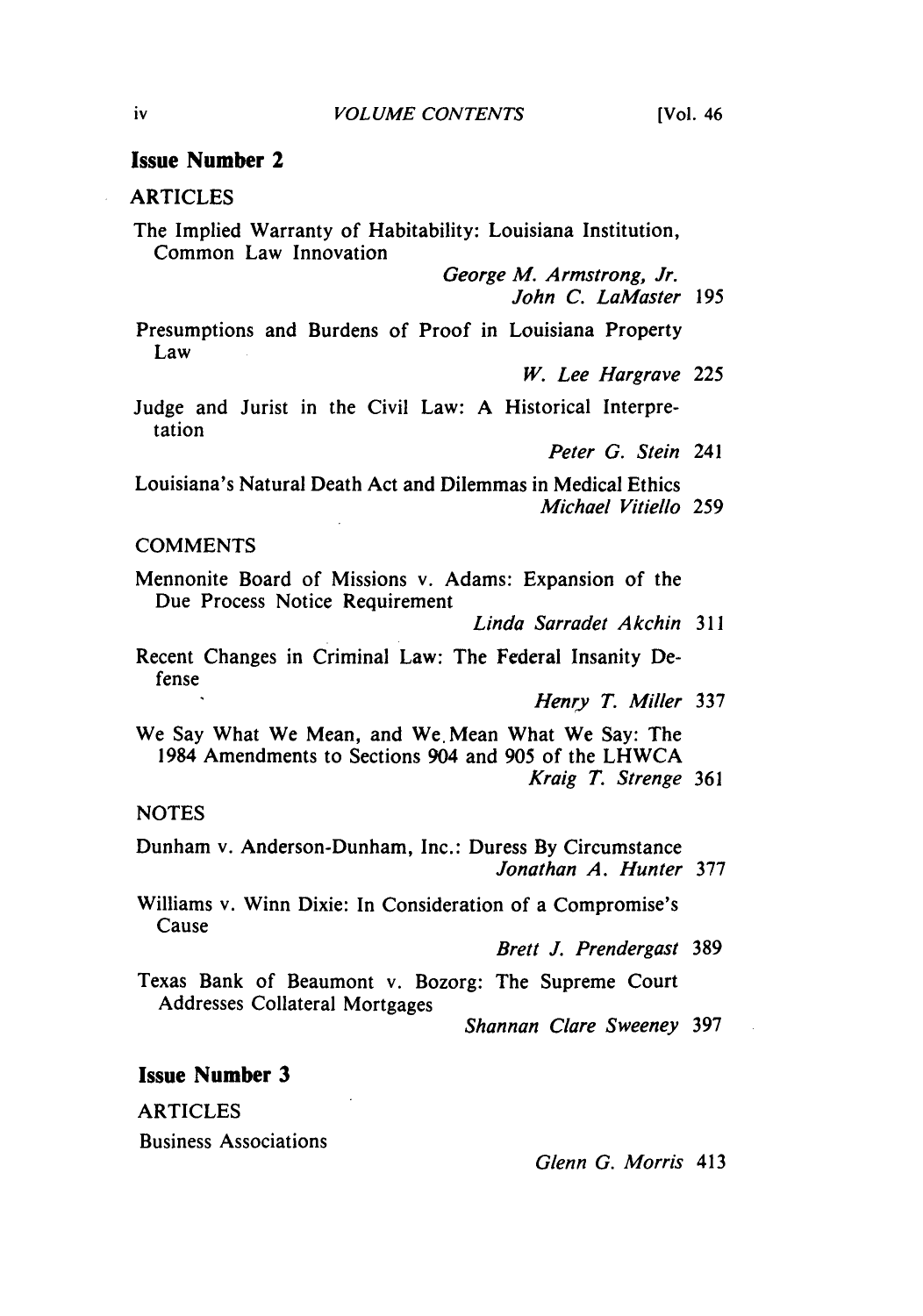## Issue Number 2

ARTICLES

The Implied Warranty of Habitability: Louisiana Institution, Common Law Innovation
*George M. Armstrong, Jr.*
*John C. LaMaster* 195

Presumptions and Burdens of Proof in Louisiana Property Law
*W. Lee Hargrave* 225

Judge and Jurist in the Civil Law: A Historical Interpretation
*Peter G. Stein* 241

Louisiana's Natural Death Act and Dilemmas in Medical Ethics
*Michael Vitiello* 259

COMMENTS

Mennonite Board of Missions v. Adams: Expansion of the Due Process Notice Requirement
*Linda Sarradet Akchin* 311

Recent Changes in Criminal Law: The Federal Insanity Defense
*Henry T. Miller* 337

We Say What We Mean, and We Mean What We Say: The 1984 Amendments to Sections 904 and 905 of the LHWCA
*Kraig T. Strenge* 361

NOTES

Dunham v. Anderson-Dunham, Inc.: Duress By Circumstance
*Jonathan A. Hunter* 377

Williams v. Winn Dixie: In Consideration of a Compromise's Cause
*Brett J. Prendergast* 389

Texas Bank of Beaumont v. Bozorg: The Supreme Court Addresses Collateral Mortgages
*Shannan Clare Sweeney* 397

## Issue Number 3

ARTICLES

Business Associations
*Glenn G. Morris* 413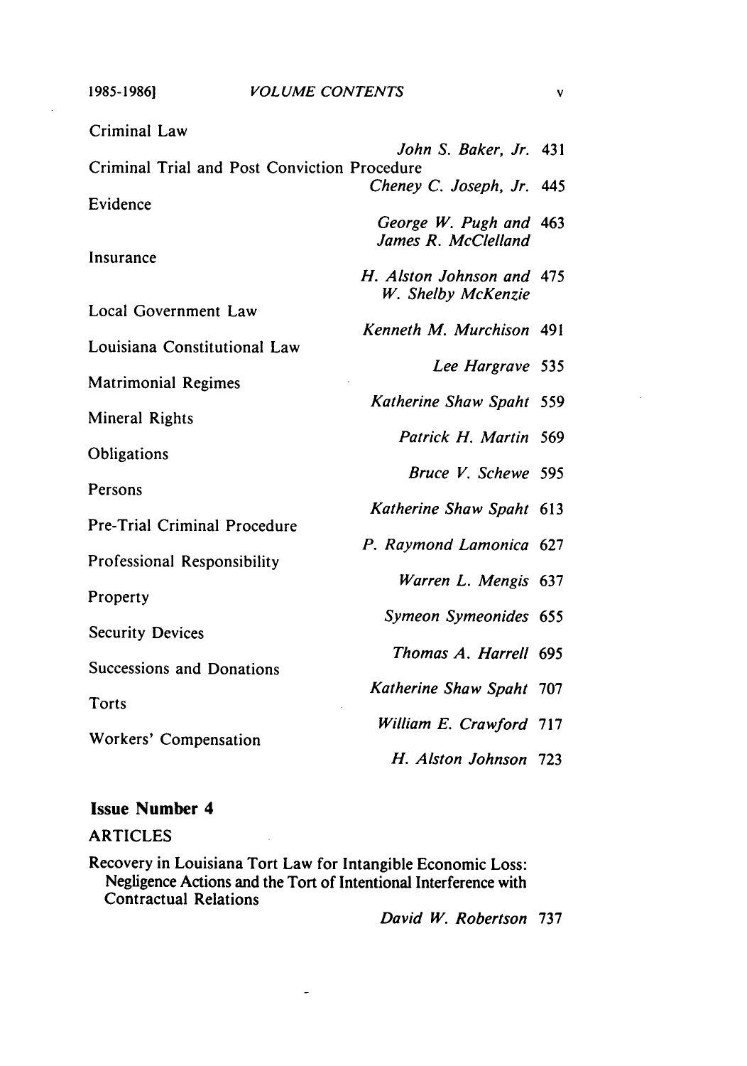Criminal Law

*John S. Baker, Jr.* 431

Criminal Trial and Post Conviction Procedure

*Cheney C. Joseph, Jr.* 445

Evidence

*George W. Pugh and James R. McClelland* 463

Insurance

*H. Alston Johnson and W. Shelby McKenzie* 475

Local Government Law

*Kenneth M. Murchison* 491

Louisiana Constitutional Law

*Lee Hargrave* 535

Matrimonial Regimes

*Katherine Shaw Spaht* 559

Mineral Rights

*Patrick H. Martin* 569

Obligations

*Bruce V. Schewe* 595

Persons

*Katherine Shaw Spaht* 613

Pre-Trial Criminal Procedure

*P. Raymond Lamonica* 627

Professional Responsibility

*Warren L. Mengis* 637

Property

*Symeon Symeonides* 655

Security Devices

*Thomas A. Harrell* 695

Successions and Donations

*Katherine Shaw Spaht* 707

Torts

*William E. Crawford* 717

Workers' Compensation

*H. Alston Johnson* 723

## Issue Number 4

ARTICLES

Recovery in Louisiana Tort Law for Intangible Economic Loss: Negligence Actions and the Tort of Intentional Interference with Contractual Relations

*David W. Robertson* 737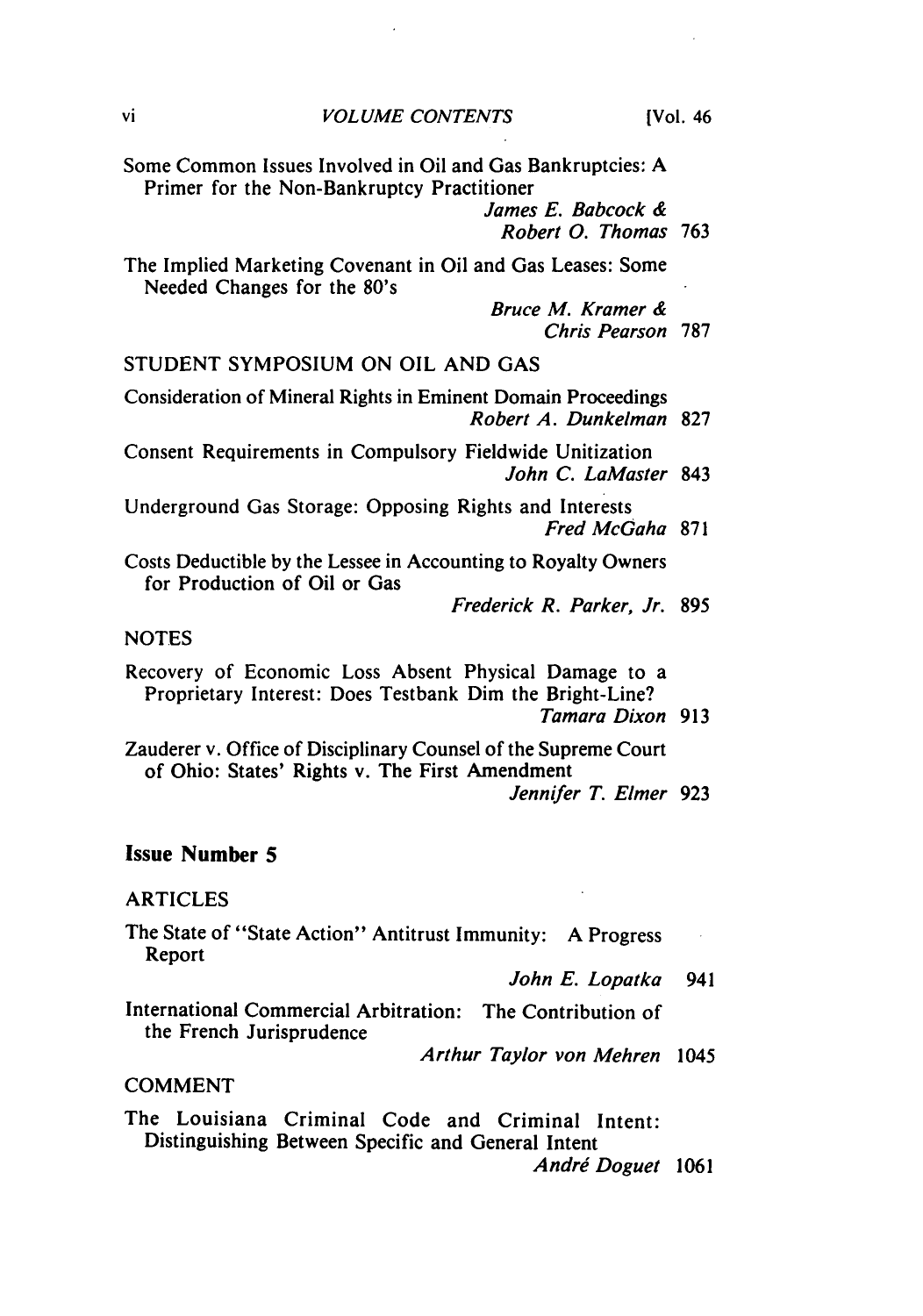Some Common Issues Involved in Oil and Gas Bankruptcies: A Primer for the Non-Bankruptcy Practitioner
*James E. Babcock & Robert O. Thomas* 763

The Implied Marketing Covenant in Oil and Gas Leases: Some Needed Changes for the 80's
*Bruce M. Kramer & Chris Pearson* 787

STUDENT SYMPOSIUM ON OIL AND GAS

Consideration of Mineral Rights in Eminent Domain Proceedings
*Robert A. Dunkelman* 827

Consent Requirements in Compulsory Fieldwide Unitization
*John C. LaMaster* 843

Underground Gas Storage: Opposing Rights and Interests
*Fred McGaha* 871

Costs Deductible by the Lessee in Accounting to Royalty Owners for Production of Oil or Gas
*Frederick R. Parker, Jr.* 895

NOTES

Recovery of Economic Loss Absent Physical Damage to a Proprietary Interest: Does Testbank Dim the Bright-Line?
*Tamara Dixon* 913

Zauderer v. Office of Disciplinary Counsel of the Supreme Court of Ohio: States' Rights v. The First Amendment
*Jennifer T. Elmer* 923

## Issue Number 5

ARTICLES

The State of "State Action" Antitrust Immunity: A Progress Report
*John E. Lopatka* 941

International Commercial Arbitration: The Contribution of the French Jurisprudence
*Arthur Taylor von Mehren* 1045

COMMENT

The Louisiana Criminal Code and Criminal Intent: Distinguishing Between Specific and General Intent
*André Doguet* 1061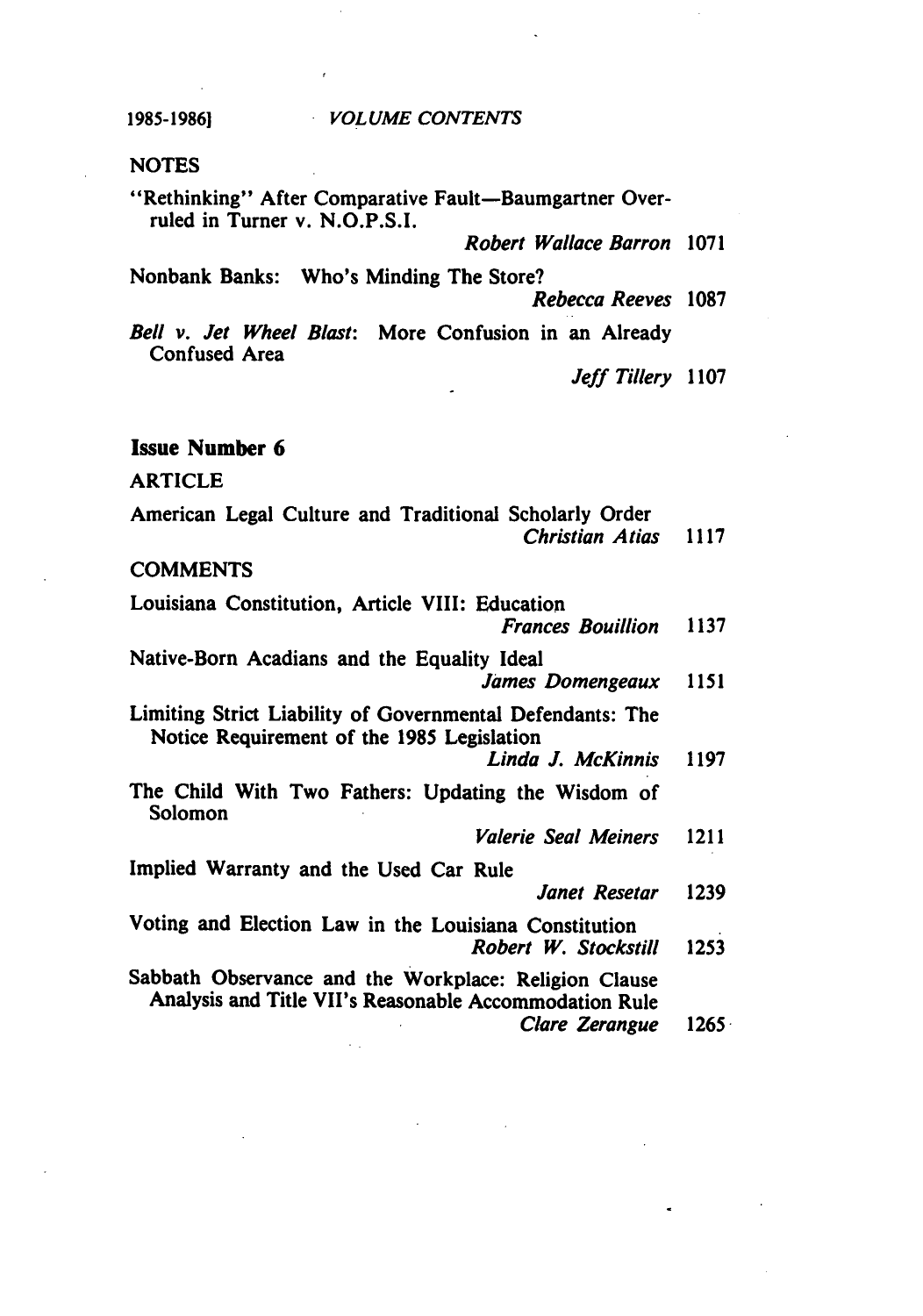## NOTES

"Rethinking" After Comparative Fault—Baumgartner Overruled in Turner v. N.O.P.S.I.
*Robert Wallace Barron* 1071

Nonbank Banks: Who's Minding The Store?
*Rebecca Reeves* 1087

*Bell v. Jet Wheel Blast*: More Confusion in an Already Confused Area
*Jeff Tillery* 1107

## Issue Number 6

### ARTICLE

American Legal Culture and Traditional Scholarly Order
*Christian Atias* 1117

### COMMENTS

Louisiana Constitution, Article VIII: Education
*Frances Bouillion* 1137

Native-Born Acadians and the Equality Ideal
*James Domengeaux* 1151

Limiting Strict Liability of Governmental Defendants: The Notice Requirement of the 1985 Legislation
*Linda J. McKinnis* 1197

The Child With Two Fathers: Updating the Wisdom of Solomon
*Valerie Seal Meiners* 1211

Implied Warranty and the Used Car Rule
*Janet Resetar* 1239

Voting and Election Law in the Louisiana Constitution
*Robert W. Stockstill* 1253

Sabbath Observance and the Workplace: Religion Clause Analysis and Title VII's Reasonable Accommodation Rule
*Clare Zerangue* 1265